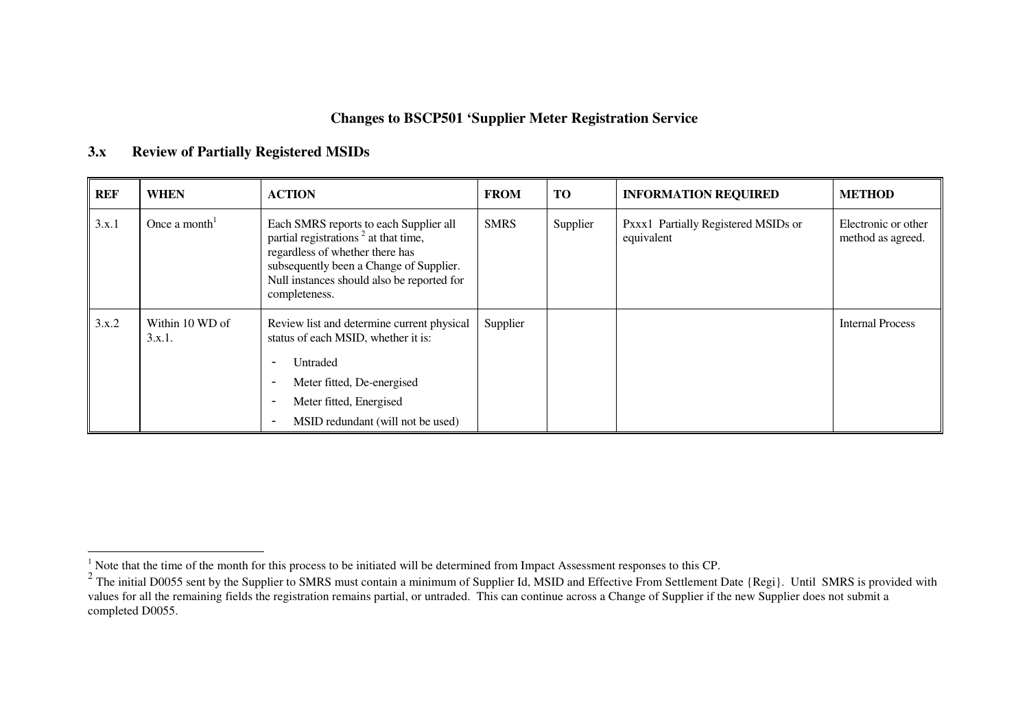## Changes to BSCP501 'Supplier Meter Registration Service

### 3.x Review of Partially Registered MSIDs

| REF | WHEN | ACTION | FROM | TO | INFORMATION REQUIRED | METHOD |
|---|---|---|---|---|---|---|
| 3.x.1 | Once a month[1] | Each SMRS reports to each Supplier all partial registrations [2] at that time, regardless of whether there has subsequently been a Change of Supplier. Null instances should also be reported for completeness. | SMRS | Supplier | Pxxx1 Partially Registered MSIDs or equivalent | Electronic or other method as agreed. |
| 3.x.2 | Within 10 WD of 3.x.1. | Review list and determine current physical status of each MSID, whether it is:<br>- Untraded<br>- Meter fitted, De-energised<br>- Meter fitted, Energised<br>- MSID redundant (will not be used) | Supplier | | | Internal Process |

[1] Note that the time of the month for this process to be initiated will be determined from Impact Assessment responses to this CP.

[2] The initial D0055 sent by the Supplier to SMRS must contain a minimum of Supplier Id, MSID and Effective From Settlement Date {Regi}. Until SMRS is provided with values for all the remaining fields the registration remains partial, or untraded. This can continue across a Change of Supplier if the new Supplier does not submit a completed D0055.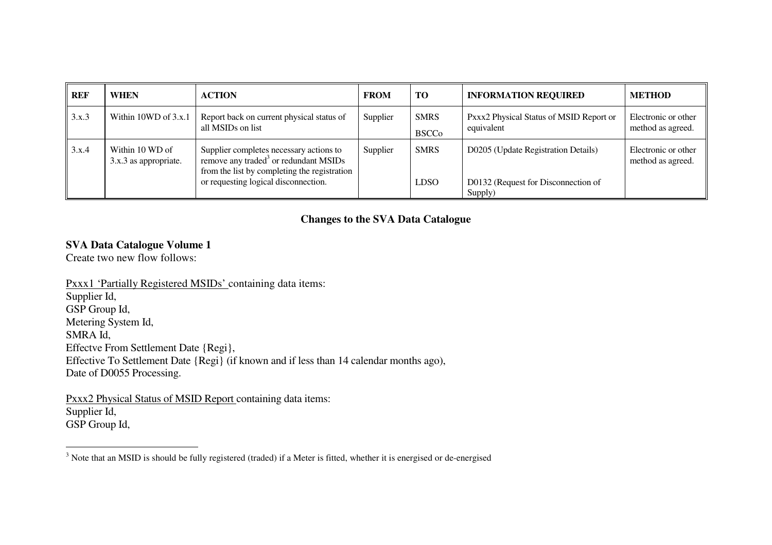| REF | WHEN | ACTION | FROM | TO | INFORMATION REQUIRED | METHOD |
|---|---|---|---|---|---|---|
| 3.x.3 | Within 10WD of 3.x.1 | Report back on current physical status of all MSIDs on list | Supplier | SMRS<br>BSCCo | Pxxx2 Physical Status of MSID Report or equivalent | Electronic or other method as agreed. |
| 3.x.4 | Within 10 WD of 3.x.3 as appropriate. | Supplier completes necessary actions to remove any traded[3] or redundant MSIDs from the list by completing the registration or requesting logical disconnection. | Supplier | SMRS<br><br>LDSO | D0205 (Update Registration Details)<br><br>D0132 (Request for Disconnection of Supply) | Electronic or other method as agreed. |

## Changes to the SVA Data Catalogue

**SVA Data Catalogue Volume 1**
Create two new flow follows:

Pxxx1 'Partially Registered MSIDs' containing data items:
Supplier Id,
GSP Group Id,
Metering System Id,
SMRA Id,
Effectve From Settlement Date {Regi},
Effective To Settlement Date {Regi} (if known and if less than 14 calendar months ago),
Date of D0055 Processing.

Pxxx2 Physical Status of MSID Report containing data items:
Supplier Id,
GSP Group Id,

[3] Note that an MSID is should be fully registered (traded) if a Meter is fitted, whether it is energised or de-energised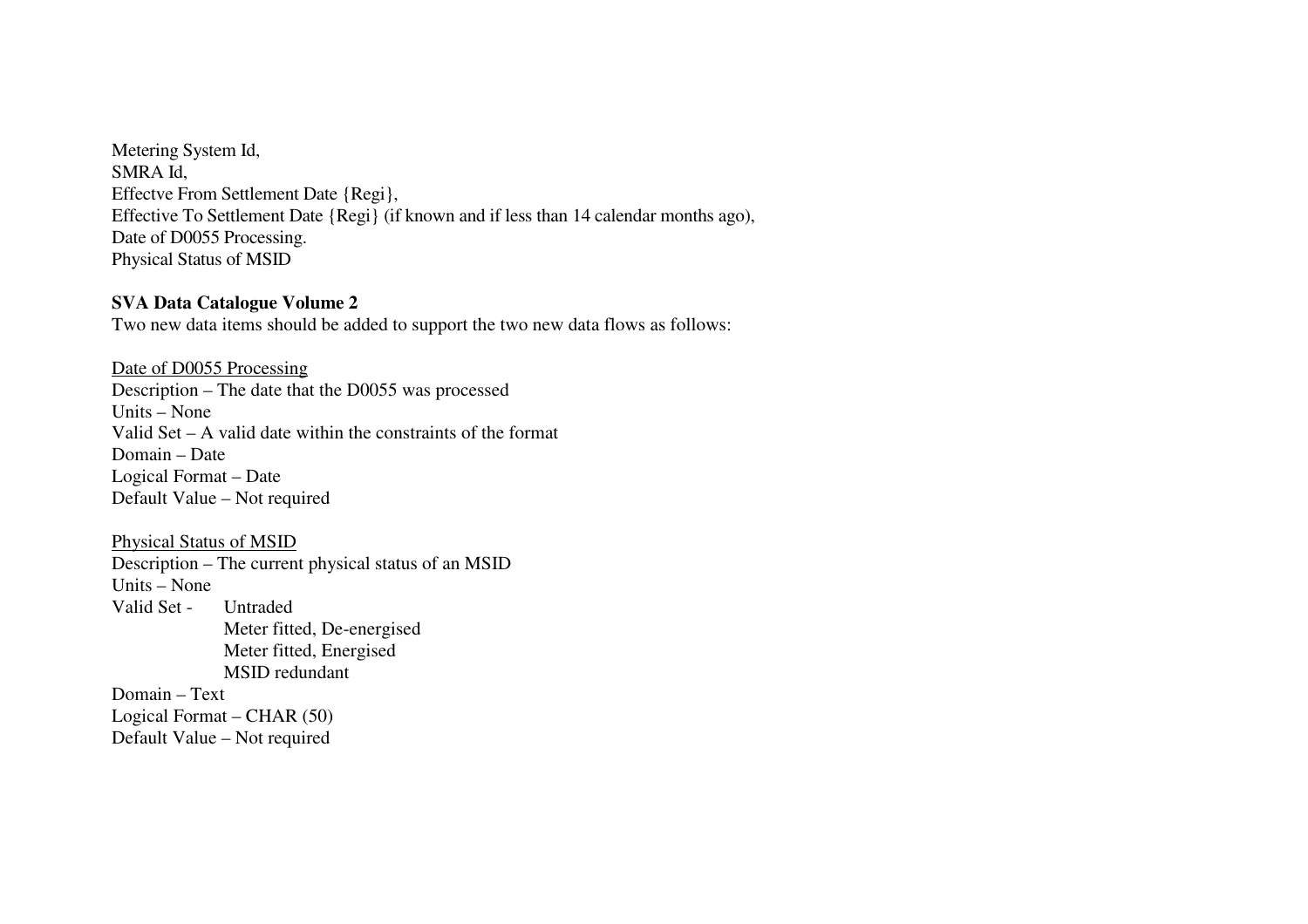Metering System Id,
SMRA Id,
Effectve From Settlement Date {Regi},
Effective To Settlement Date {Regi} (if known and if less than 14 calendar months ago),
Date of D0055 Processing.
Physical Status of MSID

**SVA Data Catalogue Volume 2**
Two new data items should be added to support the two new data flows as follows:

<u>Date of D0055 Processing</u>
Description – The date that the D0055 was processed
Units – None
Valid Set – A valid date within the constraints of the format
Domain – Date
Logical Format – Date
Default Value – Not required

<u>Physical Status of MSID</u>
Description – The current physical status of an MSID
Units – None
Valid Set - Untraded
Meter fitted, De-energised
Meter fitted, Energised
MSID redundant
Domain – Text
Logical Format – CHAR (50)
Default Value – Not required